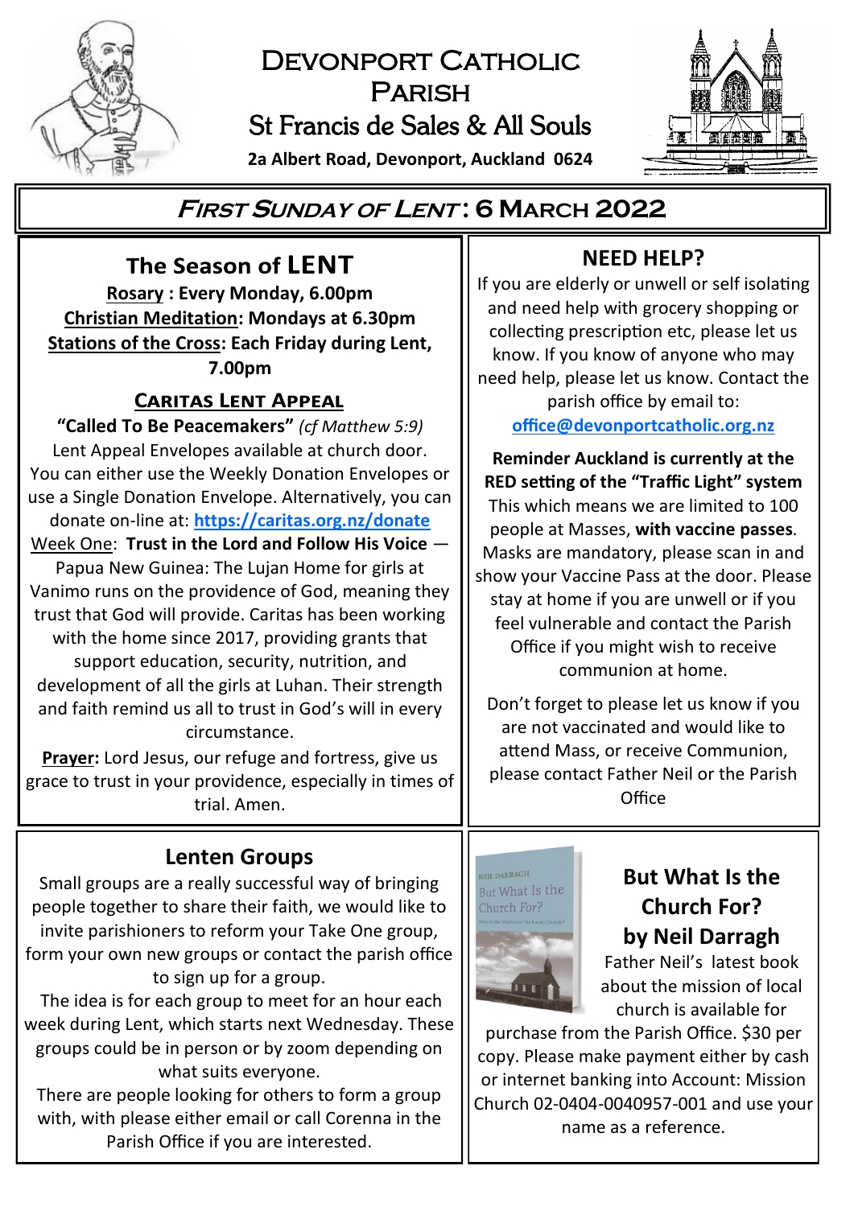# Devonport Catholic Parish

## St Francis de Sales & All Souls

**2a Albert Road, Devonport, Auckland 0624**

## *First Sunday of Lent*: 6 March 2022

## The Season of LENT

**Rosary : Every Monday, 6.00pm**

**Christian Meditation: Mondays at 6.30pm**

**Stations of the Cross: Each Friday during Lent, 7.00pm**

### Caritas Lent Appeal

**"Called To Be Peacemakers"** *(cf Matthew 5:9)*

Lent Appeal Envelopes available at church door. You can either use the Weekly Donation Envelopes or use a Single Donation Envelope. Alternatively, you can donate on-line at: **https://caritas.org.nz/donate**

Week One: **Trust in the Lord and Follow His Voice** — Papua New Guinea: The Lujan Home for girls at Vanimo runs on the providence of God, meaning they trust that God will provide. Caritas has been working with the home since 2017, providing grants that support education, security, nutrition, and development of all the girls at Luhan. Their strength and faith remind us all to trust in God's will in every circumstance.

**Prayer:** Lord Jesus, our refuge and fortress, give us grace to trust in your providence, especially in times of trial. Amen.

## NEED HELP?

If you are elderly or unwell or self isolating and need help with grocery shopping or collecting prescription etc, please let us know. If you know of anyone who may need help, please let us know. Contact the parish office by email to: **office@devonportcatholic.org.nz**

**Reminder Auckland is currently at the RED setting of the "Traffic Light" system**

This which means we are limited to 100 people at Masses, **with vaccine passes**. Masks are mandatory, please scan in and show your Vaccine Pass at the door. Please stay at home if you are unwell or if you feel vulnerable and contact the Parish Office if you might wish to receive communion at home.

Don't forget to please let us know if you are not vaccinated and would like to attend Mass, or receive Communion, please contact Father Neil or the Parish Office

## Lenten Groups

Small groups are a really successful way of bringing people together to share their faith, we would like to invite parishioners to reform your Take One group, form your own new groups or contact the parish office to sign up for a group.

The idea is for each group to meet for an hour each week during Lent, which starts next Wednesday. These groups could be in person or by zoom depending on what suits everyone.

There are people looking for others to form a group with, with please either email or call Corenna in the Parish Office if you are interested.

## But What Is the Church For? by Neil Darragh

Father Neil's latest book about the mission of local church is available for purchase from the Parish Office. $30 per copy. Please make payment either by cash or internet banking into Account: Mission Church 02-0404-0040957-001 and use your name as a reference.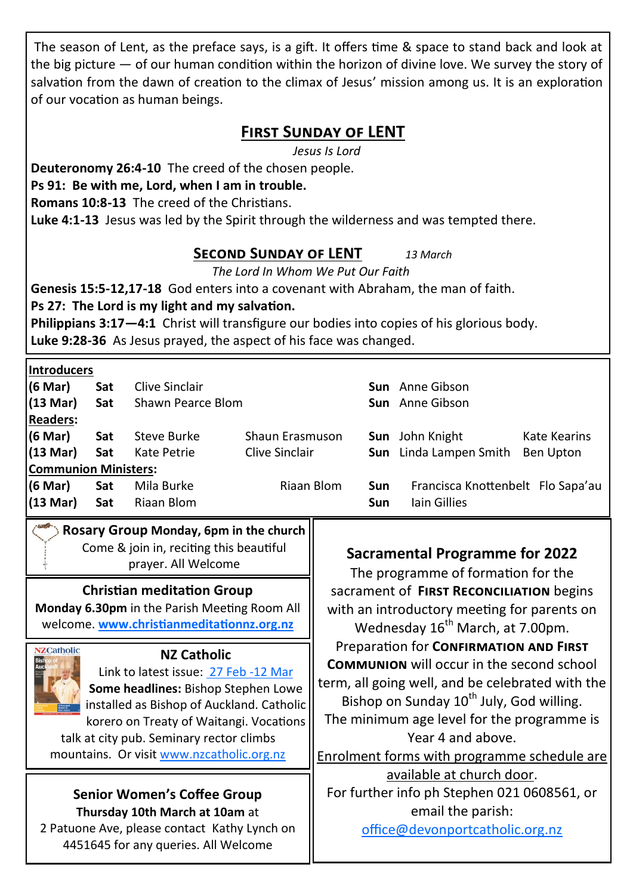The season of Lent, as the preface says, is a gift. It offers time & space to stand back and look at the big picture — of our human condition within the horizon of divine love. We survey the story of salvation from the dawn of creation to the climax of Jesus' mission among us. It is an exploration of our vocation as human beings.

## First Sunday of LENT

*Jesus Is Lord*

**Deuteronomy 26:4-10** The creed of the chosen people.
**Ps 91: Be with me, Lord, when I am in trouble.**
**Romans 10:8-13** The creed of the Christians.
**Luke 4:1-13** Jesus was led by the Spirit through the wilderness and was tempted there.

## Second Sunday of LENT *13 March*

*The Lord In Whom We Put Our Faith*

**Genesis 15:5-12,17-18** God enters into a covenant with Abraham, the man of faith.
**Ps 27: The Lord is my light and my salvation.**
**Philippians 3:17—4:1** Christ will transfigure our bodies into copies of his glorious body.
**Luke 9:28-36** As Jesus prayed, the aspect of his face was changed.

| | | | | | | |
|---|---|---|---|---|---|---|
| **Introducers** | | | | | | |
| **(6 Mar)** | **Sat** | Clive Sinclair | | **Sun** | Anne Gibson | |
| **(13 Mar)** | **Sat** | Shawn Pearce Blom | | **Sun** | Anne Gibson | |
| **Readers:** | | | | | | |
| **(6 Mar)** | **Sat** | Steve Burke | Shaun Erasmuson | **Sun** | John Knight | Kate Kearins |
| **(13 Mar)** | **Sat** | Kate Petrie | Clive Sinclair | **Sun** | Linda Lampen Smith | Ben Upton |
| **Communion Ministers:** | | | | | | |
| **(6 Mar)** | **Sat** | Mila Burke | Riaan Blom | **Sun** | Francisca Knottenbelt | Flo Sapa'au |
| **(13 Mar)** | **Sat** | Riaan Blom | | **Sun** | Iain Gillies | |

**Rosary Group Monday, 6pm in the church**
Come & join in, reciting this beautiful prayer. All Welcome

**Christian meditation Group**
**Monday 6.30pm** in the Parish Meeting Room All welcome. **www.christianmeditationnz.org.nz**

**NZ Catholic**
Link to latest issue: 27 Feb -12 Mar
**Some headlines:** Bishop Stephen Lowe installed as Bishop of Auckland. Catholic korero on Treaty of Waitangi. Vocations talk at city pub. Seminary rector climbs mountains. Or visit www.nzcatholic.org.nz

**Senior Women's Coffee Group**
**Thursday 10th March at 10am** at 2 Patuone Ave, please contact Kathy Lynch on 4451645 for any queries. All Welcome

**Sacramental Programme for 2022**

The programme of formation for the sacrament of **First Reconciliation** begins with an introductory meeting for parents on Wednesday 16th March, at 7.00pm.
Preparation for **Confirmation and First Communion** will occur in the second school term, all going well, and be celebrated with the Bishop on Sunday 10th July, God willing.
The minimum age level for the programme is Year 4 and above.
Enrolment forms with programme schedule are available at church door.
For further info ph Stephen 021 0608561, or email the parish:
office@devonportcatholic.org.nz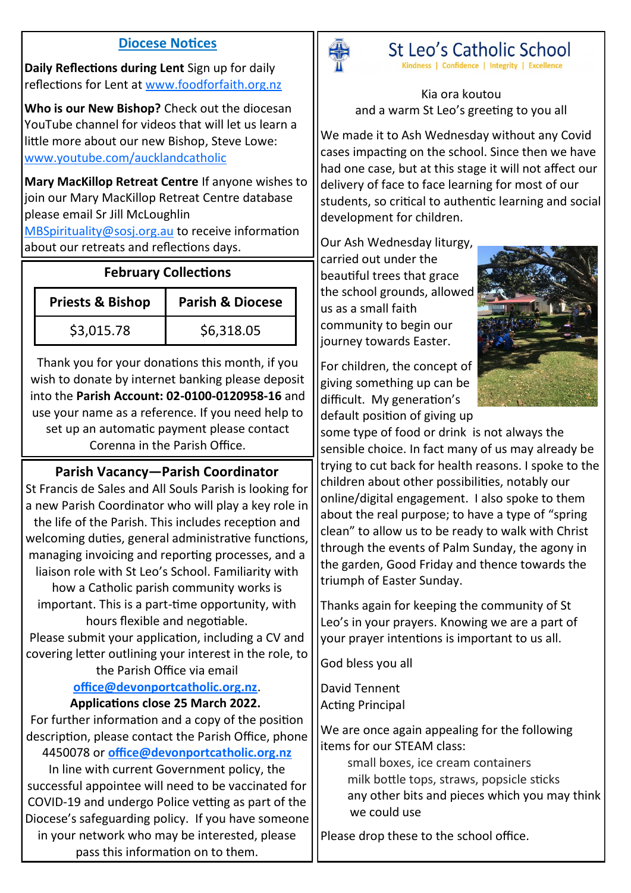## Diocese Notices

**Daily Reflections during Lent** Sign up for daily reflections for Lent at www.foodforfaith.org.nz

**Who is our New Bishop?** Check out the diocesan YouTube channel for videos that will let us learn a little more about our new Bishop, Steve Lowe: www.youtube.com/aucklandcatholic

**Mary MacKillop Retreat Centre** If anyone wishes to join our Mary MacKillop Retreat Centre database please email Sr Jill McLoughlin MBSpirituality@sosj.org.au to receive information about our retreats and reflections days.

### February Collections

| Priests & Bishop | Parish & Diocese |
|---|---|
| $3,015.78 | $6,318.05 |

Thank you for your donations this month, if you wish to donate by internet banking please deposit into the **Parish Account: 02-0100-0120958-16** and use your name as a reference. If you need help to set up an automatic payment please contact Corenna in the Parish Office.

### Parish Vacancy—Parish Coordinator

St Francis de Sales and All Souls Parish is looking for a new Parish Coordinator who will play a key role in the life of the Parish. This includes reception and welcoming duties, general administrative functions, managing invoicing and reporting processes, and a liaison role with St Leo's School. Familiarity with how a Catholic parish community works is important. This is a part-time opportunity, with hours flexible and negotiable.

Please submit your application, including a CV and covering letter outlining your interest in the role, to the Parish Office via email **office@devonportcatholic.org.nz**.

**Applications close 25 March 2022.**

For further information and a copy of the position description, please contact the Parish Office, phone 4450078 or **office@devonportcatholic.org.nz**

In line with current Government policy, the successful appointee will need to be vaccinated for COVID-19 and undergo Police vetting as part of the Diocese's safeguarding policy. If you have someone in your network who may be interested, please pass this information on to them.

## St Leo's Catholic School

Kindness | Confidence | Integrity | Excellence

Kia ora koutou
and a warm St Leo's greeting to you all

We made it to Ash Wednesday without any Covid cases impacting on the school. Since then we have had one case, but at this stage it will not affect our delivery of face to face learning for most of our students, so critical to authentic learning and social development for children.

Our Ash Wednesday liturgy, carried out under the beautiful trees that grace the school grounds, allowed us as a small faith community to begin our journey towards Easter.

For children, the concept of giving something up can be difficult. My generation's default position of giving up some type of food or drink is not always the sensible choice. In fact many of us may already be trying to cut back for health reasons. I spoke to the children about other possibilities, notably our online/digital engagement. I also spoke to them about the real purpose; to have a type of "spring clean" to allow us to be ready to walk with Christ through the events of Palm Sunday, the agony in the garden, Good Friday and thence towards the triumph of Easter Sunday.

Thanks again for keeping the community of St Leo's in your prayers. Knowing we are a part of your prayer intentions is important to us all.

God bless you all

David Tennent
Acting Principal

We are once again appealing for the following items for our STEAM class:

- small boxes, ice cream containers
- milk bottle tops, straws, popsicle sticks
- any other bits and pieces which you may think we could use

Please drop these to the school office.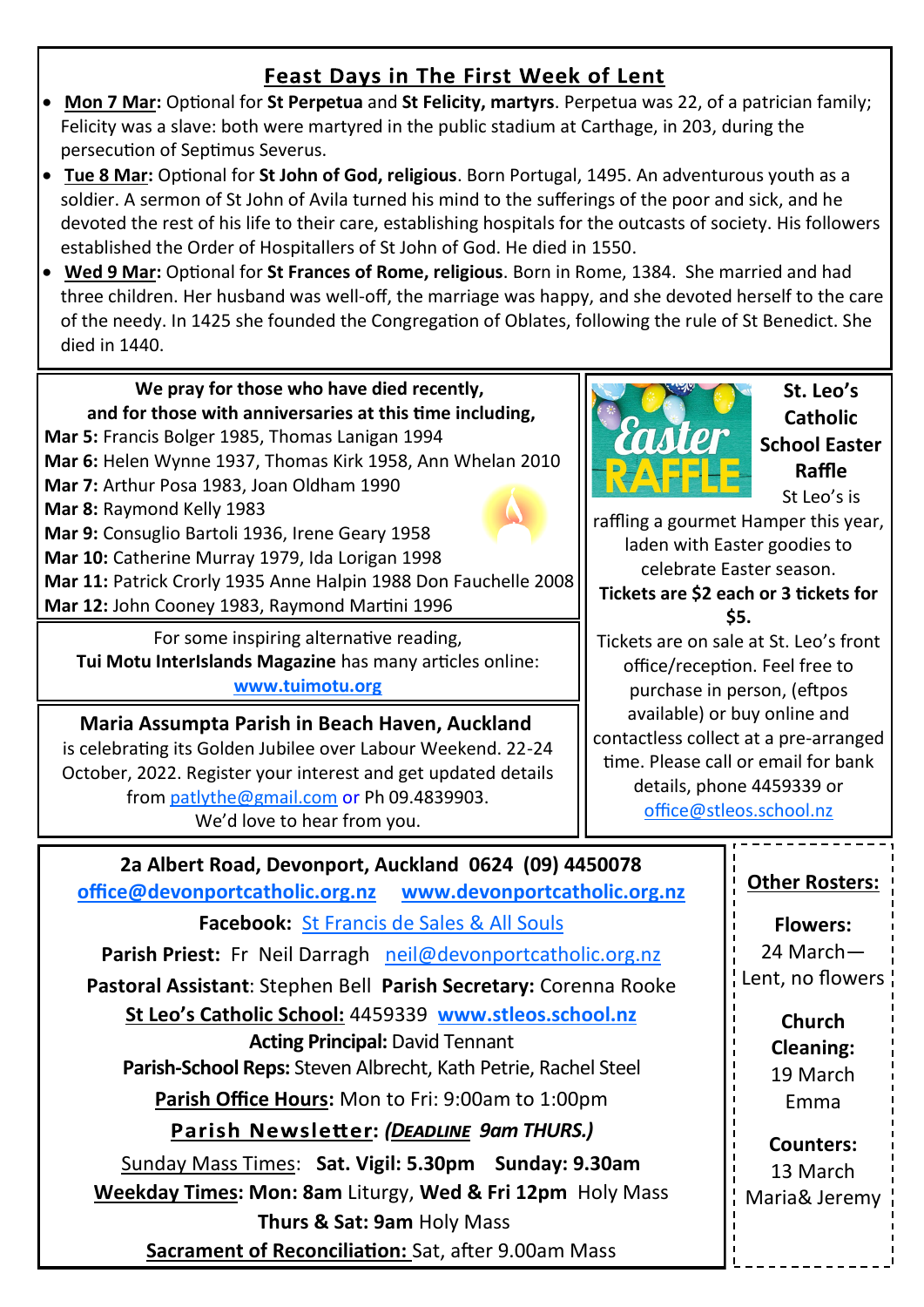## Feast Days in The First Week of Lent

- **Mon 7 Mar:** Optional for **St Perpetua** and **St Felicity, martyrs**. Perpetua was 22, of a patrician family; Felicity was a slave: both were martyred in the public stadium at Carthage, in 203, during the persecution of Septimus Severus.
- **Tue 8 Mar:** Optional for **St John of God, religious**. Born Portugal, 1495. An adventurous youth as a soldier. A sermon of St John of Avila turned his mind to the sufferings of the poor and sick, and he devoted the rest of his life to their care, establishing hospitals for the outcasts of society. His followers established the Order of Hospitallers of St John of God. He died in 1550.
- **Wed 9 Mar:** Optional for **St Frances of Rome, religious**. Born in Rome, 1384. She married and had three children. Her husband was well-off, the marriage was happy, and she devoted herself to the care of the needy. In 1425 she founded the Congregation of Oblates, following the rule of St Benedict. She died in 1440.

**We pray for those who have died recently, and for those with anniversaries at this time including,**

**Mar 5:** Francis Bolger 1985, Thomas Lanigan 1994
**Mar 6:** Helen Wynne 1937, Thomas Kirk 1958, Ann Whelan 2010
**Mar 7:** Arthur Posa 1983, Joan Oldham 1990
**Mar 8:** Raymond Kelly 1983
**Mar 9:** Consuglio Bartoli 1936, Irene Geary 1958
**Mar 10:** Catherine Murray 1979, Ida Lorigan 1998
**Mar 11:** Patrick Crorly 1935 Anne Halpin 1988 Don Fauchelle 2008
**Mar 12:** John Cooney 1983, Raymond Martini 1996

For some inspiring alternative reading, **Tui Motu InterIslands Magazine** has many articles online: **www.tuimotu.org**

**Maria Assumpta Parish in Beach Haven, Auckland** is celebrating its Golden Jubilee over Labour Weekend. 22-24 October, 2022. Register your interest and get updated details from patlythe@gmail.com or Ph 09.4839903. We'd love to hear from you.

### St. Leo's Catholic School Easter Raffle

St Leo's is raffling a gourmet Hamper this year, laden with Easter goodies to celebrate Easter season. **Tickets are $2 each or 3 tickets for $5.** Tickets are on sale at St. Leo's front office/reception. Feel free to purchase in person, (eftpos available) or buy online and contactless collect at a pre-arranged time. Please call or email for bank details, phone 4459339 or office@stleos.school.nz

**2a Albert Road, Devonport, Auckland 0624 (09) 4450078**
**office@devonportcatholic.org.nz** **www.devonportcatholic.org.nz**
**Facebook:** St Francis de Sales & All Souls
**Parish Priest:** Fr Neil Darragh neil@devonportcatholic.org.nz
**Pastoral Assistant**: Stephen Bell **Parish Secretary:** Corenna Rooke
**St Leo's Catholic School:** 4459339 **www.stleos.school.nz**
**Acting Principal:** David Tennant
**Parish-School Reps:** Steven Albrecht, Kath Petrie, Rachel Steel
**Parish Office Hours:** Mon to Fri: 9:00am to 1:00pm
**Parish Newsletter:** ***(Deadline 9am THURS.)***
Sunday Mass Times: **Sat. Vigil: 5.30pm Sunday: 9.30am**
**Weekday Times: Mon: 8am** Liturgy, **Wed & Fri 12pm** Holy Mass
**Thurs & Sat: 9am** Holy Mass
**Sacrament of Reconciliation:** Sat, after 9.00am Mass

**Other Rosters:**

**Flowers:**
24 March—Lent, no flowers

**Church Cleaning:**
19 March
Emma

**Counters:**
13 March
Maria& Jeremy